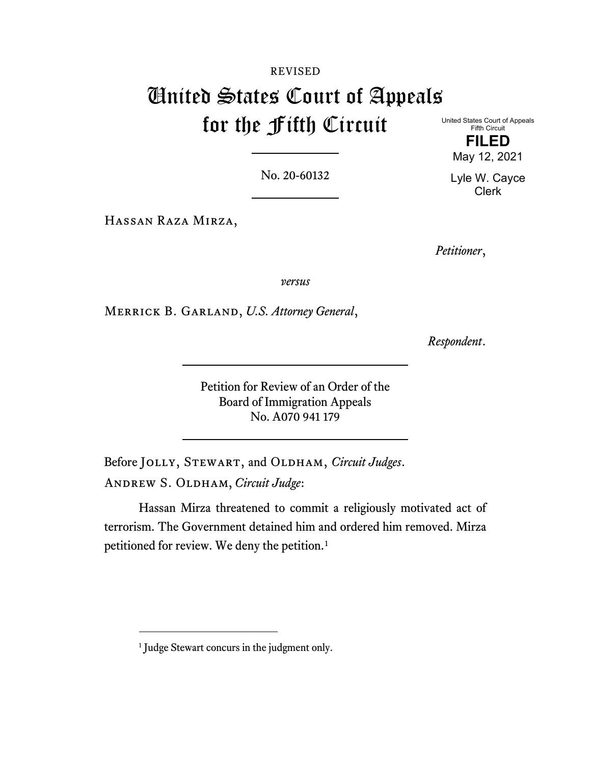REVISED

# United States Court of Appeals for the Fifth Circuit

United States Court of Appeals
Fifth Circuit

**FILED**

May 12, 2021

Lyle W. Cayce
Clerk

No. 20-60132

Hassan Raza Mirza,

*Petitioner*,

*versus*

Merrick B. Garland, *U.S. Attorney General*,

*Respondent*.

Petition for Review of an Order of the
Board of Immigration Appeals
No. A070 941 179

Before Jolly, Stewart, and Oldham, *Circuit Judges*.

Andrew S. Oldham, *Circuit Judge*:

Hassan Mirza threatened to commit a religiously motivated act of terrorism. The Government detained him and ordered him removed. Mirza petitioned for review. We deny the petition.[1]

[1] Judge Stewart concurs in the judgment only.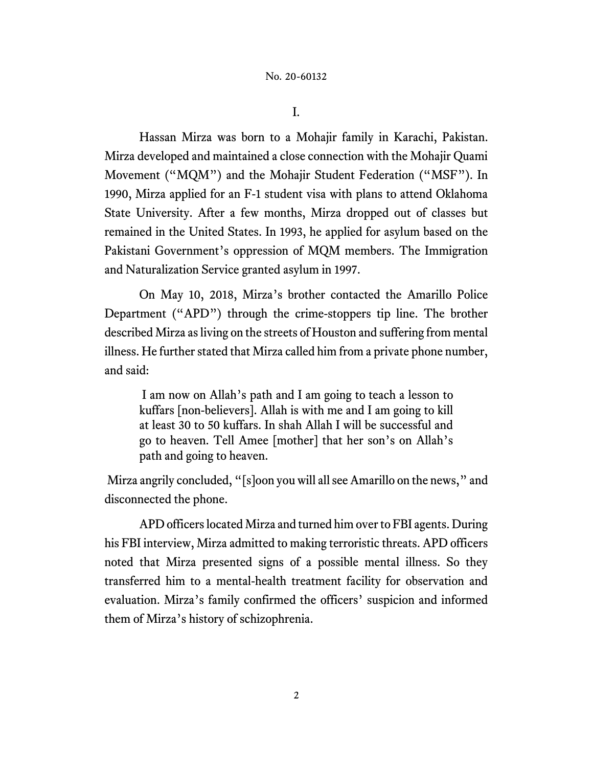# I.

Hassan Mirza was born to a Mohajir family in Karachi, Pakistan. Mirza developed and maintained a close connection with the Mohajir Quami Movement ("MQM") and the Mohajir Student Federation ("MSF"). In 1990, Mirza applied for an F-1 student visa with plans to attend Oklahoma State University. After a few months, Mirza dropped out of classes but remained in the United States. In 1993, he applied for asylum based on the Pakistani Government's oppression of MQM members. The Immigration and Naturalization Service granted asylum in 1997.

On May 10, 2018, Mirza's brother contacted the Amarillo Police Department ("APD") through the crime-stoppers tip line. The brother described Mirza as living on the streets of Houston and suffering from mental illness. He further stated that Mirza called him from a private phone number, and said:

> I am now on Allah's path and I am going to teach a lesson to kuffars [non-believers]. Allah is with me and I am going to kill at least 30 to 50 kuffars. In shah Allah I will be successful and go to heaven. Tell Amee [mother] that her son's on Allah's path and going to heaven.

Mirza angrily concluded, "[s]oon you will all see Amarillo on the news," and disconnected the phone.

APD officers located Mirza and turned him over to FBI agents. During his FBI interview, Mirza admitted to making terroristic threats. APD officers noted that Mirza presented signs of a possible mental illness. So they transferred him to a mental-health treatment facility for observation and evaluation. Mirza's family confirmed the officers' suspicion and informed them of Mirza's history of schizophrenia.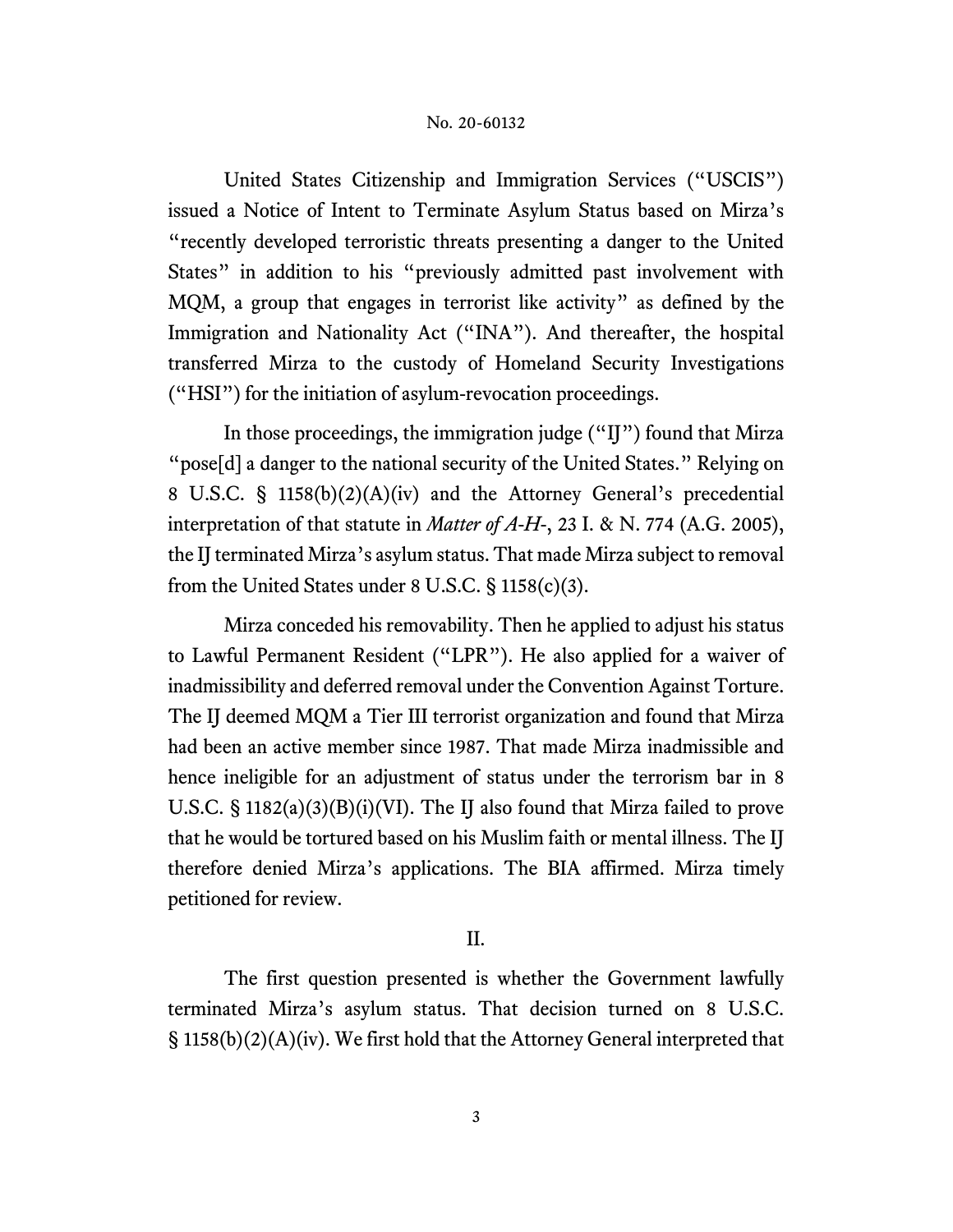United States Citizenship and Immigration Services ("USCIS") issued a Notice of Intent to Terminate Asylum Status based on Mirza's "recently developed terroristic threats presenting a danger to the United States" in addition to his "previously admitted past involvement with MQM, a group that engages in terrorist like activity" as defined by the Immigration and Nationality Act ("INA"). And thereafter, the hospital transferred Mirza to the custody of Homeland Security Investigations ("HSI") for the initiation of asylum-revocation proceedings.

In those proceedings, the immigration judge ("IJ") found that Mirza "pose[d] a danger to the national security of the United States." Relying on 8 U.S.C. § 1158(b)(2)(A)(iv) and the Attorney General's precedential interpretation of that statute in *Matter of A-H-*, 23 I. & N. 774 (A.G. 2005), the IJ terminated Mirza's asylum status. That made Mirza subject to removal from the United States under 8 U.S.C. § 1158(c)(3).

Mirza conceded his removability. Then he applied to adjust his status to Lawful Permanent Resident ("LPR"). He also applied for a waiver of inadmissibility and deferred removal under the Convention Against Torture. The IJ deemed MQM a Tier III terrorist organization and found that Mirza had been an active member since 1987. That made Mirza inadmissible and hence ineligible for an adjustment of status under the terrorism bar in 8 U.S.C. § 1182(a)(3)(B)(i)(VI). The IJ also found that Mirza failed to prove that he would be tortured based on his Muslim faith or mental illness. The IJ therefore denied Mirza's applications. The BIA affirmed. Mirza timely petitioned for review.

## II.

The first question presented is whether the Government lawfully terminated Mirza's asylum status. That decision turned on 8 U.S.C. § 1158(b)(2)(A)(iv). We first hold that the Attorney General interpreted that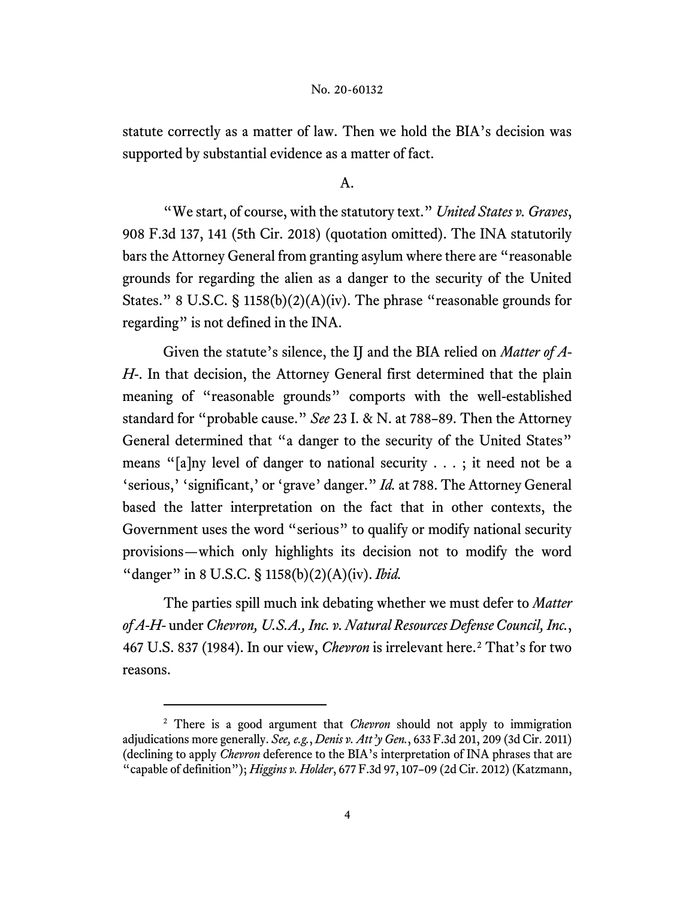statute correctly as a matter of law. Then we hold the BIA's decision was supported by substantial evidence as a matter of fact.

### A.

"We start, of course, with the statutory text." *United States v. Graves*, 908 F.3d 137, 141 (5th Cir. 2018) (quotation omitted). The INA statutorily bars the Attorney General from granting asylum where there are "reasonable grounds for regarding the alien as a danger to the security of the United States." 8 U.S.C. § 1158(b)(2)(A)(iv). The phrase "reasonable grounds for regarding" is not defined in the INA.

Given the statute's silence, the IJ and the BIA relied on *Matter of A-H-*. In that decision, the Attorney General first determined that the plain meaning of "reasonable grounds" comports with the well-established standard for "probable cause." *See* 23 I. & N. at 788–89. Then the Attorney General determined that "a danger to the security of the United States" means "[a]ny level of danger to national security . . . ; it need not be a 'serious,' 'significant,' or 'grave' danger." *Id.* at 788. The Attorney General based the latter interpretation on the fact that in other contexts, the Government uses the word "serious" to qualify or modify national security provisions—which only highlights its decision not to modify the word "danger" in 8 U.S.C. § 1158(b)(2)(A)(iv). *Ibid.*

The parties spill much ink debating whether we must defer to *Matter of A-H-* under *Chevron, U.S.A., Inc. v. Natural Resources Defense Council, Inc.*, 467 U.S. 837 (1984). In our view, *Chevron* is irrelevant here.[2] That's for two reasons.

---

[2] There is a good argument that *Chevron* should not apply to immigration adjudications more generally. *See, e.g.*, *Denis v. Att'y Gen.*, 633 F.3d 201, 209 (3d Cir. 2011) (declining to apply *Chevron* deference to the BIA's interpretation of INA phrases that are "capable of definition"); *Higgins v. Holder*, 677 F.3d 97, 107–09 (2d Cir. 2012) (Katzmann,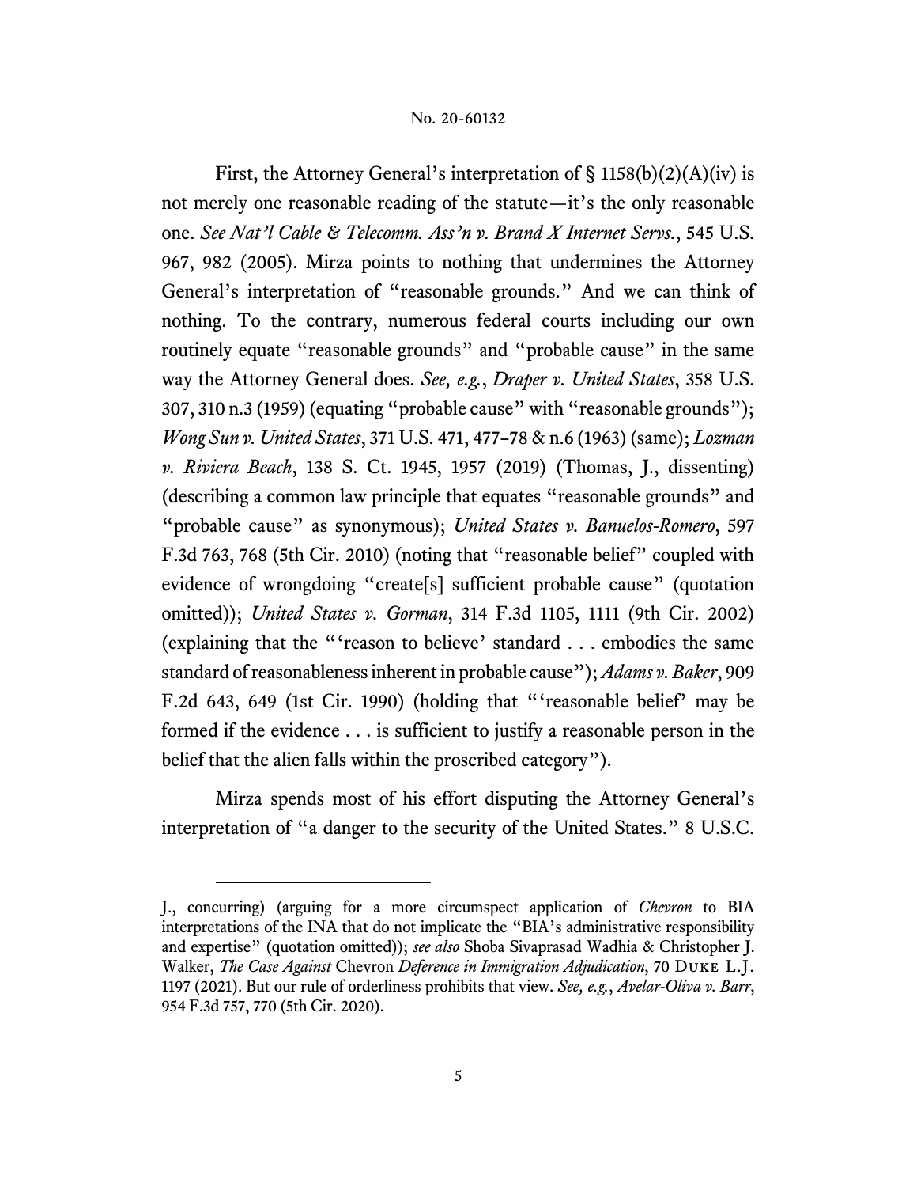First, the Attorney General's interpretation of § 1158(b)(2)(A)(iv) is not merely one reasonable reading of the statute—it's the only reasonable one. *See Nat'l Cable & Telecomm. Ass'n v. Brand X Internet Servs.*, 545 U.S. 967, 982 (2005). Mirza points to nothing that undermines the Attorney General's interpretation of "reasonable grounds." And we can think of nothing. To the contrary, numerous federal courts including our own routinely equate "reasonable grounds" and "probable cause" in the same way the Attorney General does. *See, e.g.*, *Draper v. United States*, 358 U.S. 307, 310 n.3 (1959) (equating "probable cause" with "reasonable grounds"); *Wong Sun v. United States*, 371 U.S. 471, 477–78 & n.6 (1963) (same); *Lozman v. Riviera Beach*, 138 S. Ct. 1945, 1957 (2019) (Thomas, J., dissenting) (describing a common law principle that equates "reasonable grounds" and "probable cause" as synonymous); *United States v. Banuelos-Romero*, 597 F.3d 763, 768 (5th Cir. 2010) (noting that "reasonable belief" coupled with evidence of wrongdoing "create[s] sufficient probable cause" (quotation omitted)); *United States v. Gorman*, 314 F.3d 1105, 1111 (9th Cir. 2002) (explaining that the "'reason to believe' standard . . . embodies the same standard of reasonableness inherent in probable cause"); *Adams v. Baker*, 909 F.2d 643, 649 (1st Cir. 1990) (holding that "'reasonable belief' may be formed if the evidence . . . is sufficient to justify a reasonable person in the belief that the alien falls within the proscribed category").

Mirza spends most of his effort disputing the Attorney General's interpretation of "a danger to the security of the United States." 8 U.S.C.

---

J., concurring) (arguing for a more circumspect application of *Chevron* to BIA interpretations of the INA that do not implicate the "BIA's administrative responsibility and expertise" (quotation omitted)); *see also* Shoba Sivaprasad Wadhia & Christopher J. Walker, *The Case Against* Chevron *Deference in Immigration Adjudication*, 70 Duke L.J. 1197 (2021). But our rule of orderliness prohibits that view. *See, e.g.*, *Avelar-Oliva v. Barr*, 954 F.3d 757, 770 (5th Cir. 2020).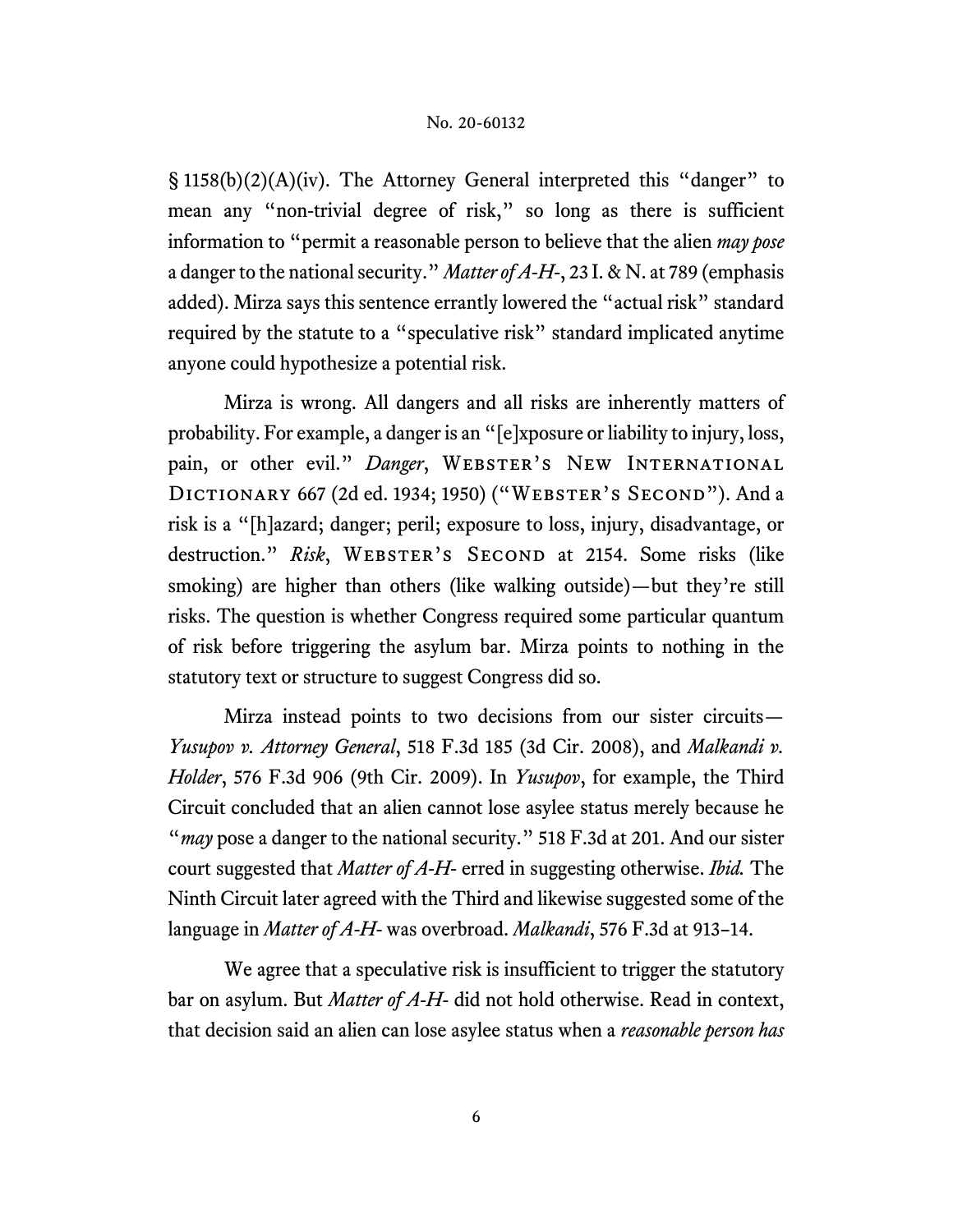§ 1158(b)(2)(A)(iv). The Attorney General interpreted this "danger" to mean any "non-trivial degree of risk," so long as there is sufficient information to "permit a reasonable person to believe that the alien *may pose* a danger to the national security." *Matter of A-H-*, 23 I. & N. at 789 (emphasis added). Mirza says this sentence errantly lowered the "actual risk" standard required by the statute to a "speculative risk" standard implicated anytime anyone could hypothesize a potential risk.

Mirza is wrong. All dangers and all risks are inherently matters of probability. For example, a danger is an "[e]xposure or liability to injury, loss, pain, or other evil." *Danger*, Webster's New International Dictionary 667 (2d ed. 1934; 1950) ("Webster's Second"). And a risk is a "[h]azard; danger; peril; exposure to loss, injury, disadvantage, or destruction." *Risk*, Webster's Second at 2154. Some risks (like smoking) are higher than others (like walking outside)—but they're still risks. The question is whether Congress required some particular quantum of risk before triggering the asylum bar. Mirza points to nothing in the statutory text or structure to suggest Congress did so.

Mirza instead points to two decisions from our sister circuits—*Yusupov v. Attorney General*, 518 F.3d 185 (3d Cir. 2008), and *Malkandi v. Holder*, 576 F.3d 906 (9th Cir. 2009). In *Yusupov*, for example, the Third Circuit concluded that an alien cannot lose asylee status merely because he "*may* pose a danger to the national security." 518 F.3d at 201. And our sister court suggested that *Matter of A-H-* erred in suggesting otherwise. *Ibid.* The Ninth Circuit later agreed with the Third and likewise suggested some of the language in *Matter of A-H-* was overbroad. *Malkandi*, 576 F.3d at 913–14.

We agree that a speculative risk is insufficient to trigger the statutory bar on asylum. But *Matter of A-H-* did not hold otherwise. Read in context, that decision said an alien can lose asylee status when a *reasonable person has*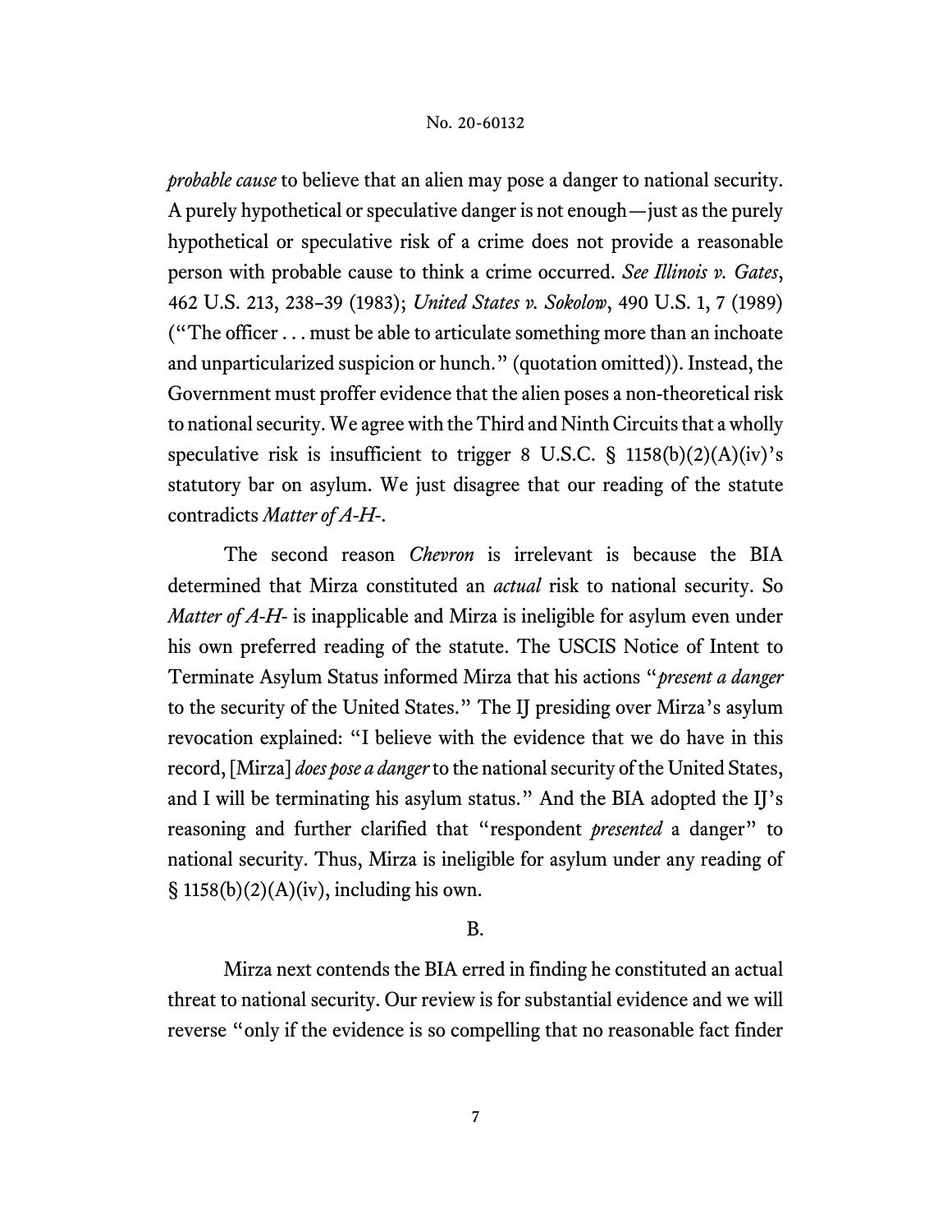*probable cause* to believe that an alien may pose a danger to national security. A purely hypothetical or speculative danger is not enough—just as the purely hypothetical or speculative risk of a crime does not provide a reasonable person with probable cause to think a crime occurred. *See Illinois v. Gates*, 462 U.S. 213, 238–39 (1983); *United States v. Sokolow*, 490 U.S. 1, 7 (1989) ("The officer . . . must be able to articulate something more than an inchoate and unparticularized suspicion or hunch." (quotation omitted)). Instead, the Government must proffer evidence that the alien poses a non-theoretical risk to national security. We agree with the Third and Ninth Circuits that a wholly speculative risk is insufficient to trigger 8 U.S.C. § 1158(b)(2)(A)(iv)'s statutory bar on asylum. We just disagree that our reading of the statute contradicts *Matter of A-H-*.

The second reason *Chevron* is irrelevant is because the BIA determined that Mirza constituted an *actual* risk to national security. So *Matter of A-H-* is inapplicable and Mirza is ineligible for asylum even under his own preferred reading of the statute. The USCIS Notice of Intent to Terminate Asylum Status informed Mirza that his actions "*present a danger* to the security of the United States." The IJ presiding over Mirza's asylum revocation explained: "I believe with the evidence that we do have in this record, [Mirza] *does pose a danger* to the national security of the United States, and I will be terminating his asylum status." And the BIA adopted the IJ's reasoning and further clarified that "respondent *presented* a danger" to national security. Thus, Mirza is ineligible for asylum under any reading of § 1158(b)(2)(A)(iv), including his own.

B.

Mirza next contends the BIA erred in finding he constituted an actual threat to national security. Our review is for substantial evidence and we will reverse "only if the evidence is so compelling that no reasonable fact finder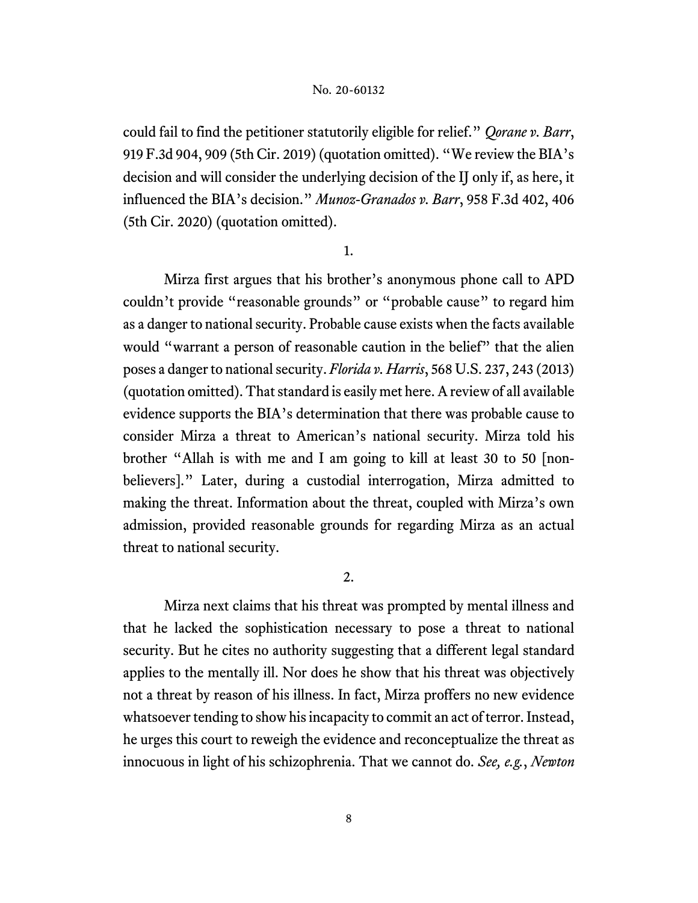could fail to find the petitioner statutorily eligible for relief." *Qorane v. Barr*, 919 F.3d 904, 909 (5th Cir. 2019) (quotation omitted). "We review the BIA's decision and will consider the underlying decision of the IJ only if, as here, it influenced the BIA's decision." *Munoz-Granados v. Barr*, 958 F.3d 402, 406 (5th Cir. 2020) (quotation omitted).

1.

Mirza first argues that his brother's anonymous phone call to APD couldn't provide "reasonable grounds" or "probable cause" to regard him as a danger to national security. Probable cause exists when the facts available would "warrant a person of reasonable caution in the belief" that the alien poses a danger to national security. *Florida v. Harris*, 568 U.S. 237, 243 (2013) (quotation omitted). That standard is easily met here. A review of all available evidence supports the BIA's determination that there was probable cause to consider Mirza a threat to American's national security. Mirza told his brother "Allah is with me and I am going to kill at least 30 to 50 [non-believers]." Later, during a custodial interrogation, Mirza admitted to making the threat. Information about the threat, coupled with Mirza's own admission, provided reasonable grounds for regarding Mirza as an actual threat to national security.

2.

Mirza next claims that his threat was prompted by mental illness and that he lacked the sophistication necessary to pose a threat to national security. But he cites no authority suggesting that a different legal standard applies to the mentally ill. Nor does he show that his threat was objectively not a threat by reason of his illness. In fact, Mirza proffers no new evidence whatsoever tending to show his incapacity to commit an act of terror. Instead, he urges this court to reweigh the evidence and reconceptualize the threat as innocuous in light of his schizophrenia. That we cannot do. *See, e.g.*, *Newton*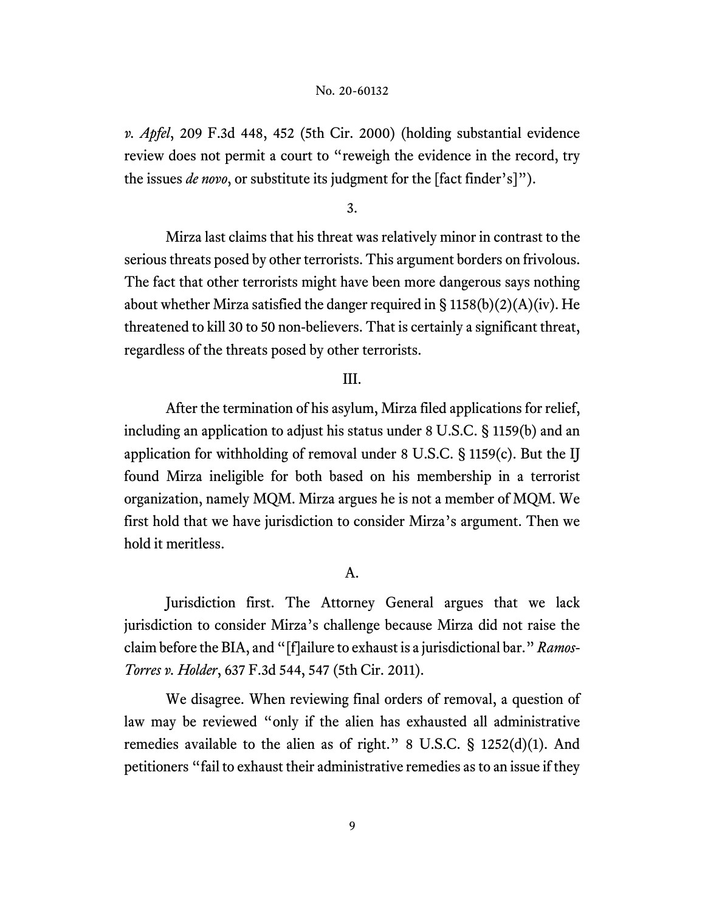*v. Apfel*, 209 F.3d 448, 452 (5th Cir. 2000) (holding substantial evidence review does not permit a court to "reweigh the evidence in the record, try the issues *de novo*, or substitute its judgment for the [fact finder's]").

3.

Mirza last claims that his threat was relatively minor in contrast to the serious threats posed by other terrorists. This argument borders on frivolous. The fact that other terrorists might have been more dangerous says nothing about whether Mirza satisfied the danger required in § 1158(b)(2)(A)(iv). He threatened to kill 30 to 50 non-believers. That is certainly a significant threat, regardless of the threats posed by other terrorists.

III.

After the termination of his asylum, Mirza filed applications for relief, including an application to adjust his status under 8 U.S.C. § 1159(b) and an application for withholding of removal under 8 U.S.C. § 1159(c). But the IJ found Mirza ineligible for both based on his membership in a terrorist organization, namely MQM. Mirza argues he is not a member of MQM. We first hold that we have jurisdiction to consider Mirza's argument. Then we hold it meritless.

A.

Jurisdiction first. The Attorney General argues that we lack jurisdiction to consider Mirza's challenge because Mirza did not raise the claim before the BIA, and "[f]ailure to exhaust is a jurisdictional bar." *Ramos-Torres v. Holder*, 637 F.3d 544, 547 (5th Cir. 2011).

We disagree. When reviewing final orders of removal, a question of law may be reviewed "only if the alien has exhausted all administrative remedies available to the alien as of right." 8 U.S.C. § 1252(d)(1). And petitioners "fail to exhaust their administrative remedies as to an issue if they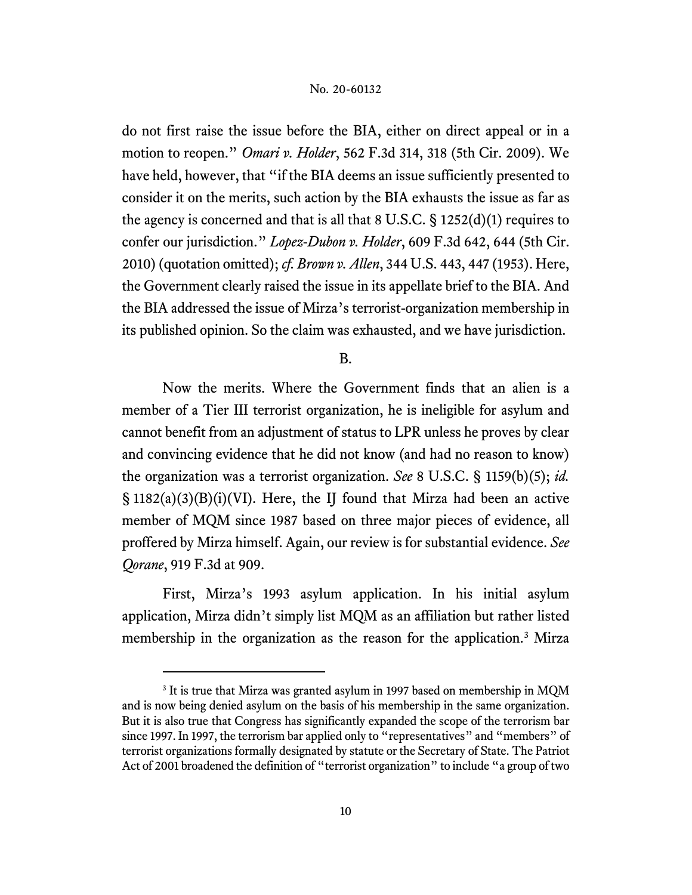do not first raise the issue before the BIA, either on direct appeal or in a motion to reopen." *Omari v. Holder*, 562 F.3d 314, 318 (5th Cir. 2009). We have held, however, that "if the BIA deems an issue sufficiently presented to consider it on the merits, such action by the BIA exhausts the issue as far as the agency is concerned and that is all that 8 U.S.C. § 1252(d)(1) requires to confer our jurisdiction." *Lopez-Dubon v. Holder*, 609 F.3d 642, 644 (5th Cir. 2010) (quotation omitted); *cf. Brown v. Allen*, 344 U.S. 443, 447 (1953). Here, the Government clearly raised the issue in its appellate brief to the BIA. And the BIA addressed the issue of Mirza's terrorist-organization membership in its published opinion. So the claim was exhausted, and we have jurisdiction.

B.

Now the merits. Where the Government finds that an alien is a member of a Tier III terrorist organization, he is ineligible for asylum and cannot benefit from an adjustment of status to LPR unless he proves by clear and convincing evidence that he did not know (and had no reason to know) the organization was a terrorist organization. *See* 8 U.S.C. § 1159(b)(5); *id.* § 1182(a)(3)(B)(i)(VI). Here, the IJ found that Mirza had been an active member of MQM since 1987 based on three major pieces of evidence, all proffered by Mirza himself. Again, our review is for substantial evidence. *See Qorane*, 919 F.3d at 909.

First, Mirza's 1993 asylum application. In his initial asylum application, Mirza didn't simply list MQM as an affiliation but rather listed membership in the organization as the reason for the application.[3] Mirza

[3] It is true that Mirza was granted asylum in 1997 based on membership in MQM and is now being denied asylum on the basis of his membership in the same organization. But it is also true that Congress has significantly expanded the scope of the terrorism bar since 1997. In 1997, the terrorism bar applied only to "representatives" and "members" of terrorist organizations formally designated by statute or the Secretary of State. The Patriot Act of 2001 broadened the definition of "terrorist organization" to include "a group of two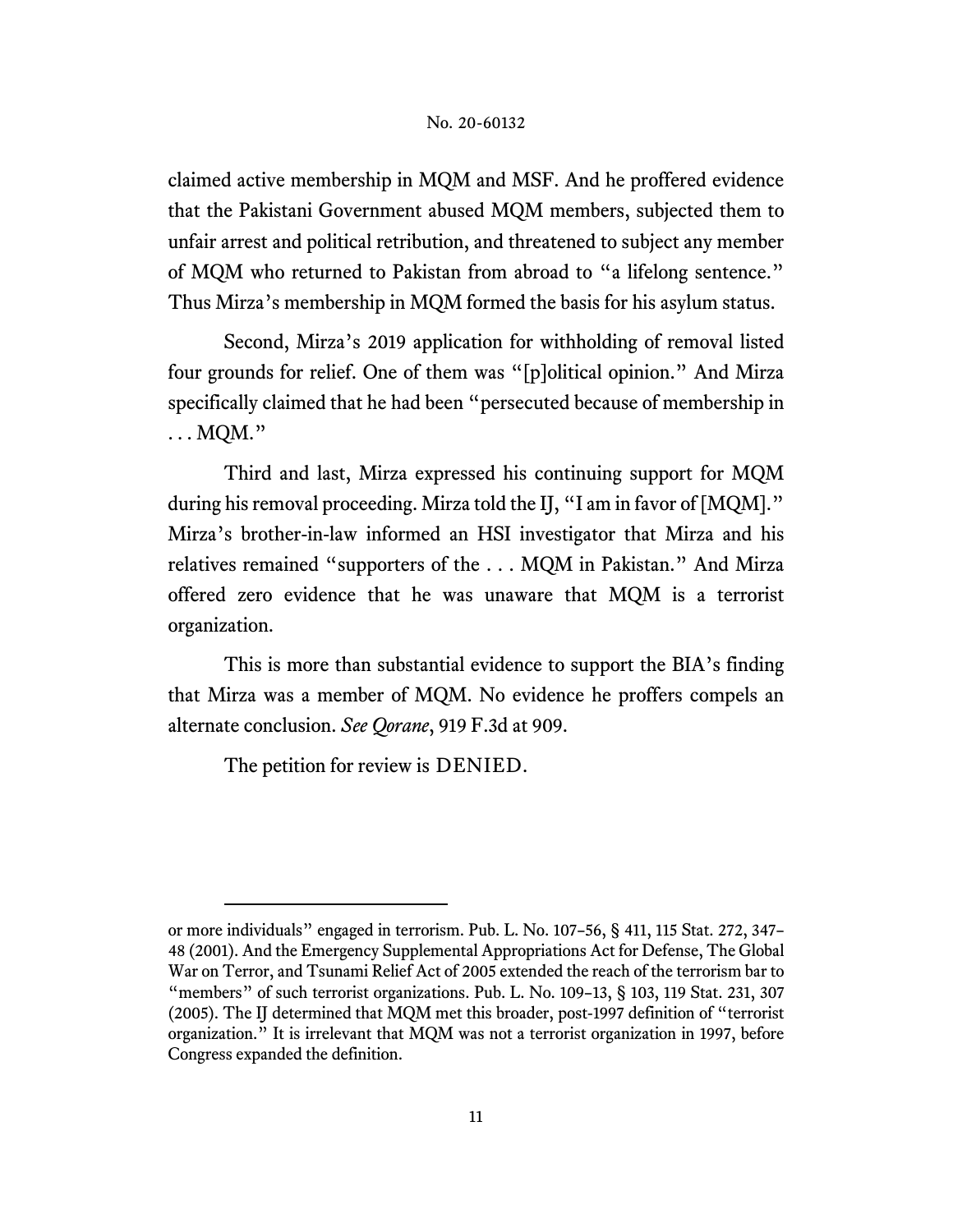claimed active membership in MQM and MSF. And he proffered evidence that the Pakistani Government abused MQM members, subjected them to unfair arrest and political retribution, and threatened to subject any member of MQM who returned to Pakistan from abroad to "a lifelong sentence." Thus Mirza's membership in MQM formed the basis for his asylum status.

Second, Mirza's 2019 application for withholding of removal listed four grounds for relief. One of them was "[p]olitical opinion." And Mirza specifically claimed that he had been "persecuted because of membership in . . . MQM."

Third and last, Mirza expressed his continuing support for MQM during his removal proceeding. Mirza told the IJ, "I am in favor of [MQM]." Mirza's brother-in-law informed an HSI investigator that Mirza and his relatives remained "supporters of the . . . MQM in Pakistan." And Mirza offered zero evidence that he was unaware that MQM is a terrorist organization.

This is more than substantial evidence to support the BIA's finding that Mirza was a member of MQM. No evidence he proffers compels an alternate conclusion. *See Qorane*, 919 F.3d at 909.

The petition for review is DENIED.

---

or more individuals" engaged in terrorism. Pub. L. No. 107–56, § 411, 115 Stat. 272, 347–48 (2001). And the Emergency Supplemental Appropriations Act for Defense, The Global War on Terror, and Tsunami Relief Act of 2005 extended the reach of the terrorism bar to "members" of such terrorist organizations. Pub. L. No. 109–13, § 103, 119 Stat. 231, 307 (2005). The IJ determined that MQM met this broader, post-1997 definition of "terrorist organization." It is irrelevant that MQM was not a terrorist organization in 1997, before Congress expanded the definition.